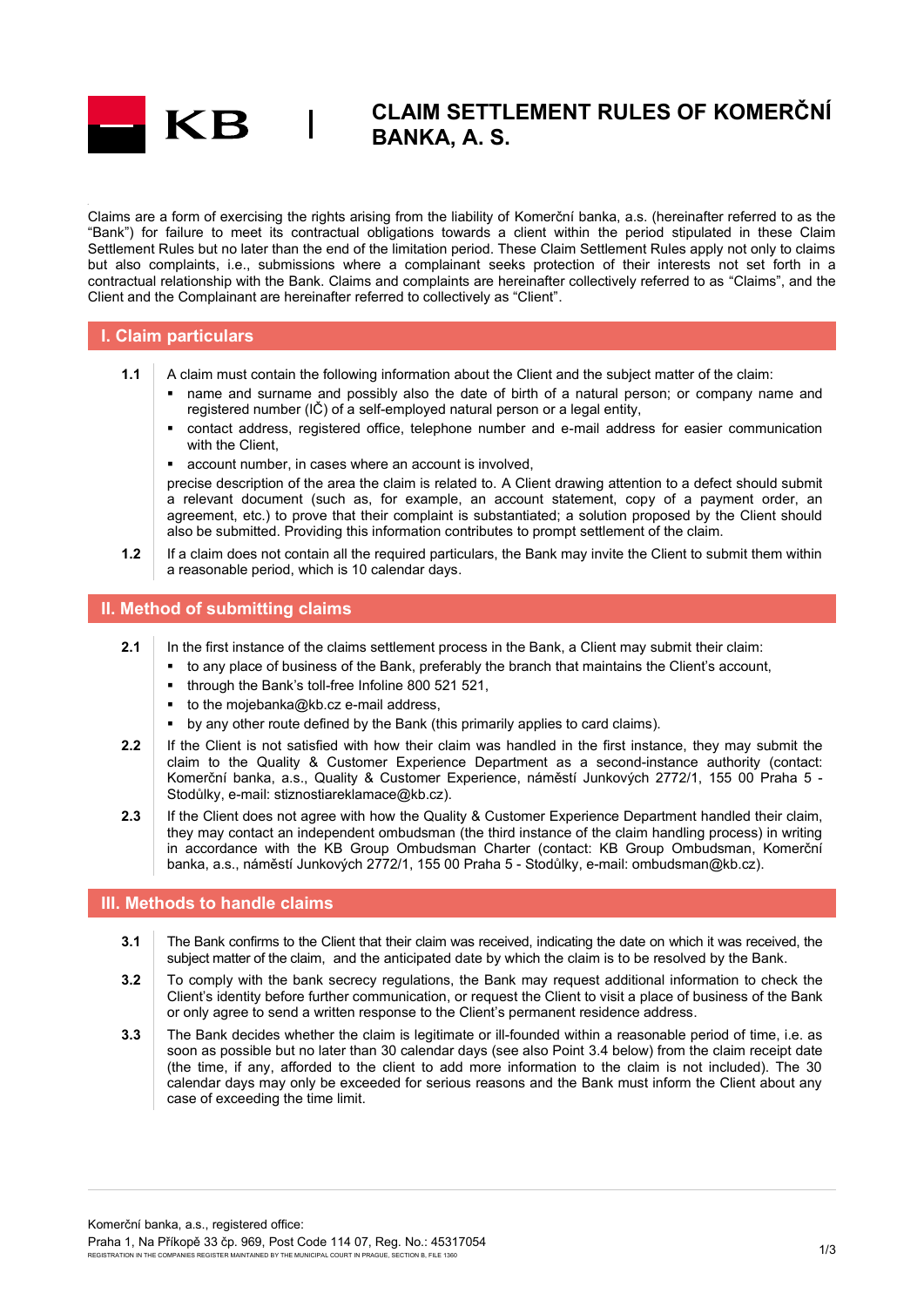# CLAIM SETTLEMENT RULES OF KOMERČNÍ BANKA, A. S.

Claims are a form of exercising the rights arising from the liability of Komerční banka, a.s. (hereinafter referred to as the "Bank") for failure to meet its contractual obligations towards a client within the period stipulated in these Claim Settlement Rules but no later than the end of the limitation period. These Claim Settlement Rules apply not only to claims but also complaints, i.e., submissions where a complainant seeks protection of their interests not set forth in a contractual relationship with the Bank. Claims and complaints are hereinafter collectively referred to as "Claims", and the Client and the Complainant are hereinafter referred to collectively as "Client".

## I. Claim particulars

**1.1** A claim must contain the following information about the Client and the subject matter of the claim:

- name and surname and possibly also the date of birth of a natural person; or company name and registered number (IČ) of a self-employed natural person or a legal entity,
- contact address, registered office, telephone number and e-mail address for easier communication with the Client,
- account number, in cases where an account is involved,

precise description of the area the claim is related to. A Client drawing attention to a defect should submit a relevant document (such as, for example, an account statement, copy of a payment order, an agreement, etc.) to prove that their complaint is substantiated; a solution proposed by the Client should also be submitted. Providing this information contributes to prompt settlement of the claim.

**1.2** If a claim does not contain all the required particulars, the Bank may invite the Client to submit them within a reasonable period, which is 10 calendar days.

## II. Method of submitting claims

**2.1** In the first instance of the claims settlement process in the Bank, a Client may submit their claim:

- to any place of business of the Bank, preferably the branch that maintains the Client's account,
- through the Bank's toll-free Infoline 800 521 521,
- to the mojebanka@kb.cz e-mail address,
- by any other route defined by the Bank (this primarily applies to card claims).

**2.2** If the Client is not satisfied with how their claim was handled in the first instance, they may submit the claim to the Quality & Customer Experience Department as a second-instance authority (contact: Komerční banka, a.s., Quality & Customer Experience, náměstí Junkových 2772/1, 155 00 Praha 5 - Stodůlky, e-mail: stiznostiareklamace@kb.cz).

**2.3** If the Client does not agree with how the Quality & Customer Experience Department handled their claim, they may contact an independent ombudsman (the third instance of the claim handling process) in writing in accordance with the KB Group Ombudsman Charter (contact: KB Group Ombudsman, Komerční banka, a.s., náměstí Junkových 2772/1, 155 00 Praha 5 - Stodůlky, e-mail: ombudsman@kb.cz).

## III. Methods to handle claims

**3.1** The Bank confirms to the Client that their claim was received, indicating the date on which it was received, the subject matter of the claim, and the anticipated date by which the claim is to be resolved by the Bank.

**3.2** To comply with the bank secrecy regulations, the Bank may request additional information to check the Client's identity before further communication, or request the Client to visit a place of business of the Bank or only agree to send a written response to the Client's permanent residence address.

**3.3** The Bank decides whether the claim is legitimate or ill-founded within a reasonable period of time, i.e. as soon as possible but no later than 30 calendar days (see also Point 3.4 below) from the claim receipt date (the time, if any, afforded to the client to add more information to the claim is not included). The 30 calendar days may only be exceeded for serious reasons and the Bank must inform the Client about any case of exceeding the time limit.

Komerční banka, a.s., registered office:
Praha 1, Na Příkopě 33 čp. 969, Post Code 114 07, Reg. No.: 45317054
REGISTRATION IN THE COMPANIES REGISTER MAINTAINED BY THE MUNICIPAL COURT IN PRAGUE, SECTION B, FILE 1360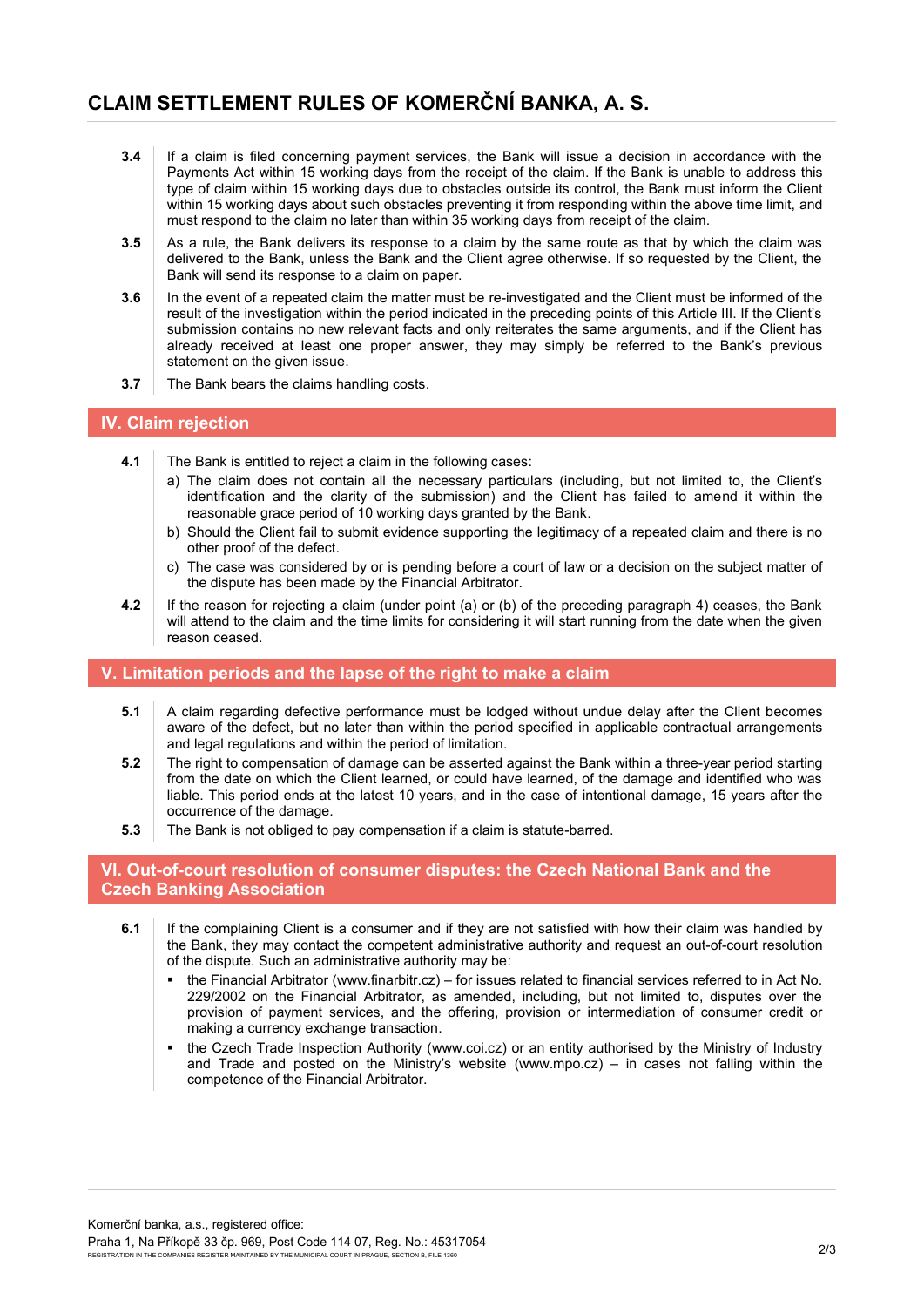**3.4** If a claim is filed concerning payment services, the Bank will issue a decision in accordance with the Payments Act within 15 working days from the receipt of the claim. If the Bank is unable to address this type of claim within 15 working days due to obstacles outside its control, the Bank must inform the Client within 15 working days about such obstacles preventing it from responding within the above time limit, and must respond to the claim no later than within 35 working days from receipt of the claim.

**3.5** As a rule, the Bank delivers its response to a claim by the same route as that by which the claim was delivered to the Bank, unless the Bank and the Client agree otherwise. If so requested by the Client, the Bank will send its response to a claim on paper.

**3.6** In the event of a repeated claim the matter must be re-investigated and the Client must be informed of the result of the investigation within the period indicated in the preceding points of this Article III. If the Client's submission contains no new relevant facts and only reiterates the same arguments, and if the Client has already received at least one proper answer, they may simply be referred to the Bank's previous statement on the given issue.

**3.7** The Bank bears the claims handling costs.

## IV. Claim rejection

**4.1** The Bank is entitled to reject a claim in the following cases:

a) The claim does not contain all the necessary particulars (including, but not limited to, the Client's identification and the clarity of the submission) and the Client has failed to amend it within the reasonable grace period of 10 working days granted by the Bank.

b) Should the Client fail to submit evidence supporting the legitimacy of a repeated claim and there is no other proof of the defect.

c) The case was considered by or is pending before a court of law or a decision on the subject matter of the dispute has been made by the Financial Arbitrator.

**4.2** If the reason for rejecting a claim (under point (a) or (b) of the preceding paragraph 4) ceases, the Bank will attend to the claim and the time limits for considering it will start running from the date when the given reason ceased.

## V. Limitation periods and the lapse of the right to make a claim

**5.1** A claim regarding defective performance must be lodged without undue delay after the Client becomes aware of the defect, but no later than within the period specified in applicable contractual arrangements and legal regulations and within the period of limitation.

**5.2** The right to compensation of damage can be asserted against the Bank within a three-year period starting from the date on which the Client learned, or could have learned, of the damage and identified who was liable. This period ends at the latest 10 years, and in the case of intentional damage, 15 years after the occurrence of the damage.

**5.3** The Bank is not obliged to pay compensation if a claim is statute-barred.

## VI. Out-of-court resolution of consumer disputes: the Czech National Bank and the Czech Banking Association

**6.1** If the complaining Client is a consumer and if they are not satisfied with how their claim was handled by the Bank, they may contact the competent administrative authority and request an out-of-court resolution of the dispute. Such an administrative authority may be:

- the Financial Arbitrator (www.finarbitr.cz) – for issues related to financial services referred to in Act No. 229/2002 on the Financial Arbitrator, as amended, including, but not limited to, disputes over the provision of payment services, and the offering, provision or intermediation of consumer credit or making a currency exchange transaction.
- the Czech Trade Inspection Authority (www.coi.cz) or an entity authorised by the Ministry of Industry and Trade and posted on the Ministry's website (www.mpo.cz) – in cases not falling within the competence of the Financial Arbitrator.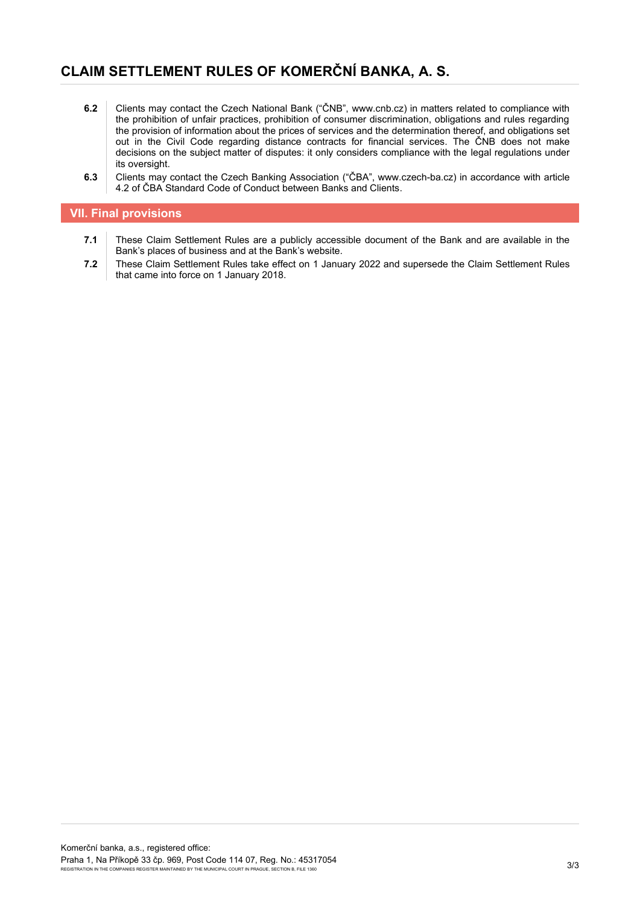**6.2** Clients may contact the Czech National Bank ("ČNB", www.cnb.cz) in matters related to compliance with the prohibition of unfair practices, prohibition of consumer discrimination, obligations and rules regarding the provision of information about the prices of services and the determination thereof, and obligations set out in the Civil Code regarding distance contracts for financial services. The ČNB does not make decisions on the subject matter of disputes: it only considers compliance with the legal regulations under its oversight.

**6.3** Clients may contact the Czech Banking Association ("ČBA", www.czech-ba.cz) in accordance with article 4.2 of ČBA Standard Code of Conduct between Banks and Clients.

## VII. Final provisions

**7.1** These Claim Settlement Rules are a publicly accessible document of the Bank and are available in the Bank's places of business and at the Bank's website.

**7.2** These Claim Settlement Rules take effect on 1 January 2022 and supersede the Claim Settlement Rules that came into force on 1 January 2018.